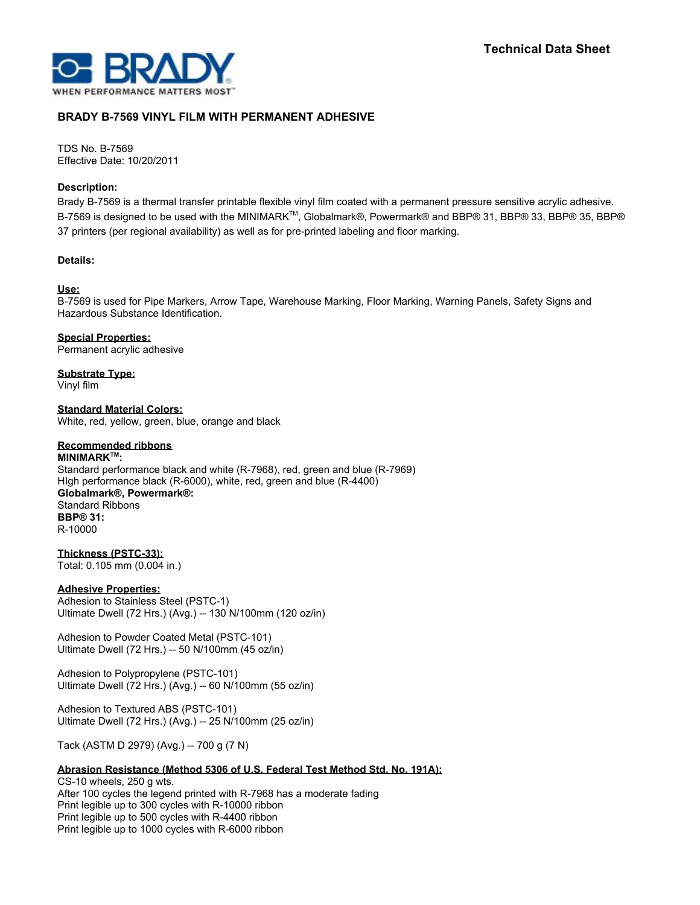Technical Data Sheet

## BRADY B-7569 VINYL FILM WITH PERMANENT ADHESIVE

TDS No. B-7569
Effective Date: 10/20/2011

**Description:**
Brady B-7569 is a thermal transfer printable flexible vinyl film coated with a permanent pressure sensitive acrylic adhesive. B-7569 is designed to be used with the MINIMARK™, Globalmark®, Powermark® and BBP® 31, BBP® 33, BBP® 35, BBP® 37 printers (per regional availability) as well as for pre-printed labeling and floor marking.

**Details:**

**Use:**
B-7569 is used for Pipe Markers, Arrow Tape, Warehouse Marking, Floor Marking, Warning Panels, Safety Signs and Hazardous Substance Identification.

**Special Properties:**
Permanent acrylic adhesive

**Substrate Type:**
Vinyl film

**Standard Material Colors:**
White, red, yellow, green, blue, orange and black

**Recommended ribbons**
**MINIMARK™:**
Standard performance black and white (R-7968), red, green and blue (R-7969)
HIgh performance black (R-6000), white, red, green and blue (R-4400)
**Globalmark®, Powermark®:**
Standard Ribbons
**BBP® 31:**
R-10000

**Thickness (PSTC-33):**
Total: 0.105 mm (0.004 in.)

**Adhesive Properties:**
Adhesion to Stainless Steel (PSTC-1)
Ultimate Dwell (72 Hrs.) (Avg.) -- 130 N/100mm (120 oz/in)

Adhesion to Powder Coated Metal (PSTC-101)
Ultimate Dwell (72 Hrs.) -- 50 N/100mm (45 oz/in)

Adhesion to Polypropylene (PSTC-101)
Ultimate Dwell (72 Hrs.) (Avg.) -- 60 N/100mm (55 oz/in)

Adhesion to Textured ABS (PSTC-101)
Ultimate Dwell (72 Hrs.) (Avg.) -- 25 N/100mm (25 oz/in)

Tack (ASTM D 2979) (Avg.) -- 700 g (7 N)

**Abrasion Resistance (Method 5306 of U.S. Federal Test Method Std. No. 191A):**
CS-10 wheels, 250 g wts.
After 100 cycles the legend printed with R-7968 has a moderate fading
Print legible up to 300 cycles with R-10000 ribbon
Print legible up to 500 cycles with R-4400 ribbon
Print legible up to 1000 cycles with R-6000 ribbon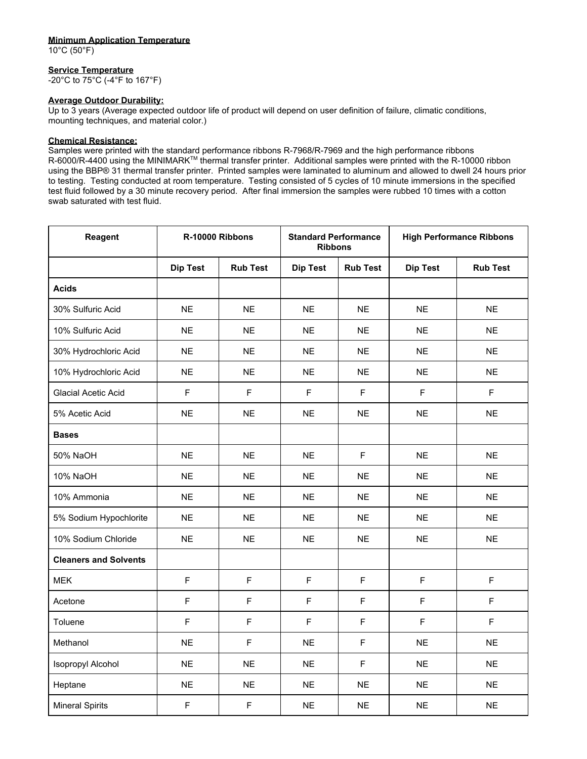**Minimum Application Temperature**
10°C (50°F)

**Service Temperature**
-20°C to 75°C (-4°F to 167°F)

**Average Outdoor Durability:**
Up to 3 years (Average expected outdoor life of product will depend on user definition of failure, climatic conditions, mounting techniques, and material color.)

**Chemical Resistance:**
Samples were printed with the standard performance ribbons R-7968/R-7969 and the high performance ribbons R-6000/R-4400 using the MINIMARK[TM] thermal transfer printer. Additional samples were printed with the R-10000 ribbon using the BBP® 31 thermal transfer printer. Printed samples were laminated to aluminum and allowed to dwell 24 hours prior to testing. Testing conducted at room temperature. Testing consisted of 5 cycles of 10 minute immersions in the specified test fluid followed by a 30 minute recovery period. After final immersion the samples were rubbed 10 times with a cotton swab saturated with test fluid.

| Reagent | R-10000 Ribbons | | Standard Performance Ribbons | | High Performance Ribbons | |
|---|---|---|---|---|---|---|
| | Dip Test | Rub Test | Dip Test | Rub Test | Dip Test | Rub Test |
| **Acids** | | | | | | |
| 30% Sulfuric Acid | NE | NE | NE | NE | NE | NE |
| 10% Sulfuric Acid | NE | NE | NE | NE | NE | NE |
| 30% Hydrochloric Acid | NE | NE | NE | NE | NE | NE |
| 10% Hydrochloric Acid | NE | NE | NE | NE | NE | NE |
| Glacial Acetic Acid | F | F | F | F | F | F |
| 5% Acetic Acid | NE | NE | NE | NE | NE | NE |
| **Bases** | | | | | | |
| 50% NaOH | NE | NE | NE | F | NE | NE |
| 10% NaOH | NE | NE | NE | NE | NE | NE |
| 10% Ammonia | NE | NE | NE | NE | NE | NE |
| 5% Sodium Hypochlorite | NE | NE | NE | NE | NE | NE |
| 10% Sodium Chloride | NE | NE | NE | NE | NE | NE |
| **Cleaners and Solvents** | | | | | | |
| MEK | F | F | F | F | F | F |
| Acetone | F | F | F | F | F | F |
| Toluene | F | F | F | F | F | F |
| Methanol | NE | F | NE | F | NE | NE |
| Isopropyl Alcohol | NE | NE | NE | F | NE | NE |
| Heptane | NE | NE | NE | NE | NE | NE |
| Mineral Spirits | F | F | NE | NE | NE | NE |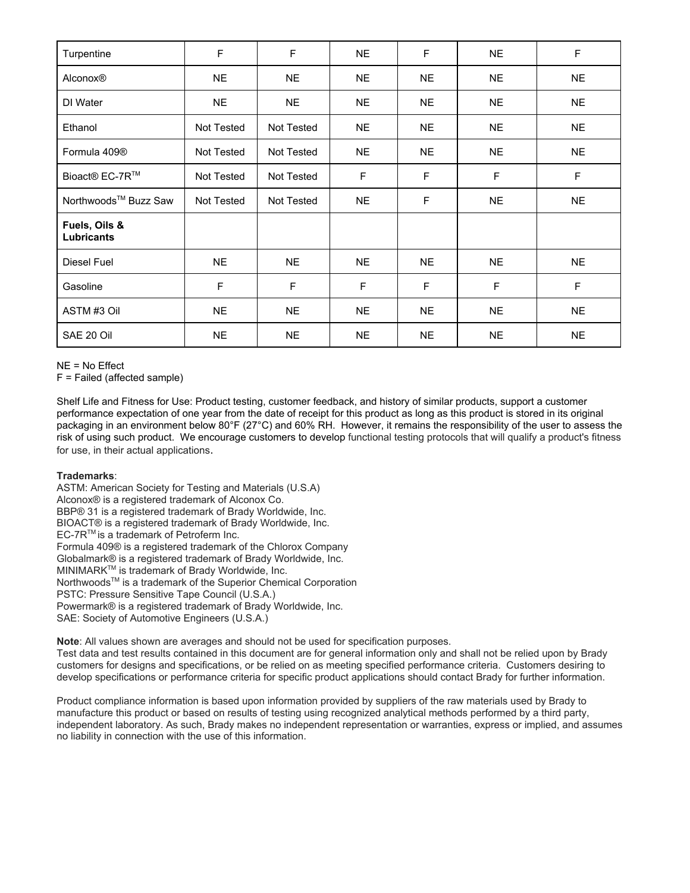| | | | | | | |
|---|---|---|---|---|---|---|
| Turpentine | F | F | NE | F | NE | F |
| Alconox® | NE | NE | NE | NE | NE | NE |
| DI Water | NE | NE | NE | NE | NE | NE |
| Ethanol | Not Tested | Not Tested | NE | NE | NE | NE |
| Formula 409® | Not Tested | Not Tested | NE | NE | NE | NE |
| Bioact® EC-7R™ | Not Tested | Not Tested | F | F | F | F |
| Northwoods™ Buzz Saw | Not Tested | Not Tested | NE | F | NE | NE |
| **Fuels, Oils & Lubricants** | | | | | | |
| Diesel Fuel | NE | NE | NE | NE | NE | NE |
| Gasoline | F | F | F | F | F | F |
| ASTM #3 Oil | NE | NE | NE | NE | NE | NE |
| SAE 20 Oil | NE | NE | NE | NE | NE | NE |

NE = No Effect
F = Failed (affected sample)

Shelf Life and Fitness for Use: Product testing, customer feedback, and history of similar products, support a customer performance expectation of one year from the date of receipt for this product as long as this product is stored in its original packaging in an environment below 80°F (27°C) and 60% RH. However, it remains the responsibility of the user to assess the risk of using such product. We encourage customers to develop functional testing protocols that will qualify a product's fitness for use, in their actual applications.

**Trademarks**:
ASTM: American Society for Testing and Materials (U.S.A)
Alconox® is a registered trademark of Alconox Co.
BBP® 31 is a registered trademark of Brady Worldwide, Inc.
BIOACT® is a registered trademark of Brady Worldwide, Inc.
EC-7R™ is a trademark of Petroferm Inc.
Formula 409® is a registered trademark of the Chlorox Company
Globalmark® is a registered trademark of Brady Worldwide, Inc.
MINIMARK™ is trademark of Brady Worldwide, Inc.
Northwoods™ is a trademark of the Superior Chemical Corporation
PSTC: Pressure Sensitive Tape Council (U.S.A.)
Powermark® is a registered trademark of Brady Worldwide, Inc.
SAE: Society of Automotive Engineers (U.S.A.)

**Note**: All values shown are averages and should not be used for specification purposes.
Test data and test results contained in this document are for general information only and shall not be relied upon by Brady customers for designs and specifications, or be relied on as meeting specified performance criteria. Customers desiring to develop specifications or performance criteria for specific product applications should contact Brady for further information.

Product compliance information is based upon information provided by suppliers of the raw materials used by Brady to manufacture this product or based on results of testing using recognized analytical methods performed by a third party, independent laboratory. As such, Brady makes no independent representation or warranties, express or implied, and assumes no liability in connection with the use of this information.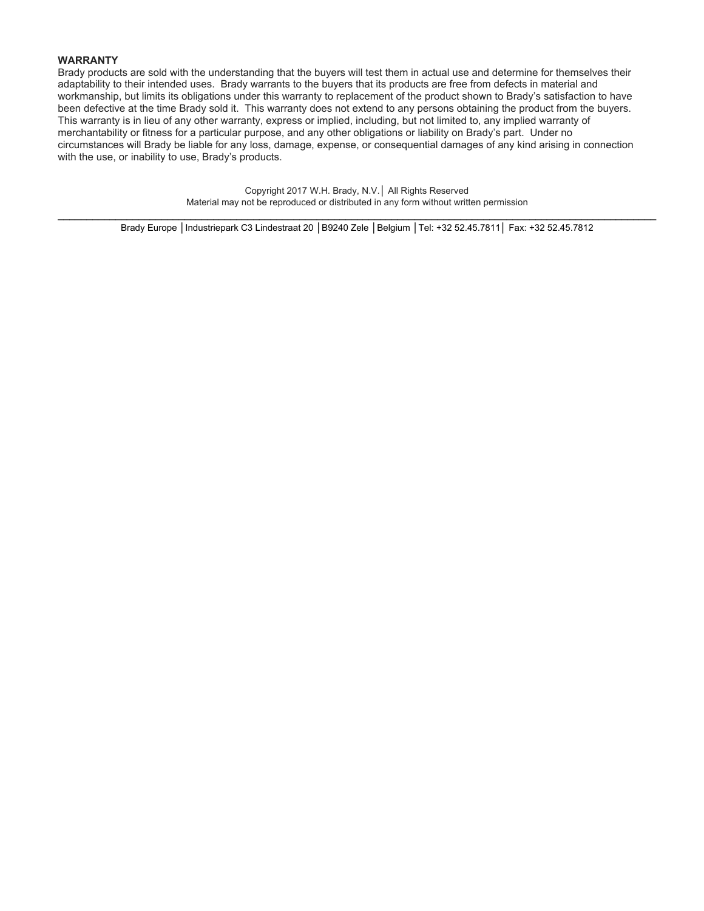**WARRANTY**

Brady products are sold with the understanding that the buyers will test them in actual use and determine for themselves their adaptability to their intended uses. Brady warrants to the buyers that its products are free from defects in material and workmanship, but limits its obligations under this warranty to replacement of the product shown to Brady's satisfaction to have been defective at the time Brady sold it. This warranty does not extend to any persons obtaining the product from the buyers. This warranty is in lieu of any other warranty, express or implied, including, but not limited to, any implied warranty of merchantability or fitness for a particular purpose, and any other obligations or liability on Brady's part. Under no circumstances will Brady be liable for any loss, damage, expense, or consequential damages of any kind arising in connection with the use, or inability to use, Brady's products.

Copyright 2017 W.H. Brady, N.V.│ All Rights Reserved
Material may not be reproduced or distributed in any form without written permission

---

Brady Europe │Industriepark C3 Lindestraat 20 │B9240 Zele │Belgium │Tel: +32 52.45.7811│ Fax: +32 52.45.7812